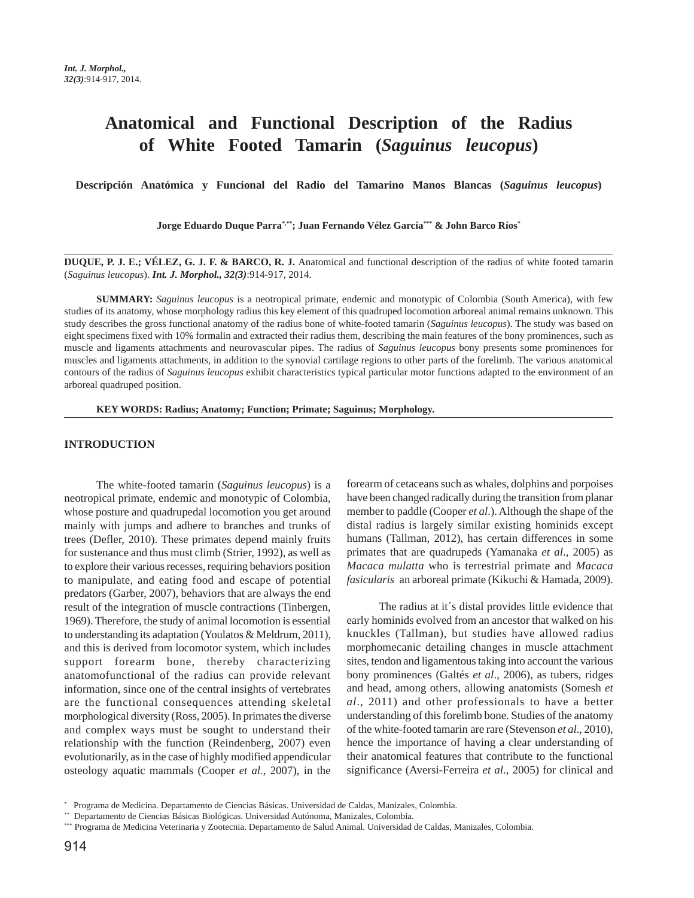# Anatomical and Functional Description of the Radius of White Footed Tamarin (*Saguinus leucopus*)

**Descripción Anatómica y Funcional del Radio del Tamarino Manos Blancas (*Saguinus leucopus*)**

**Jorge Eduardo Duque Parra[*,**]; Juan Fernando Vélez García[***] & John Barco Ríos[*]**

**DUQUE, P. J. E.; VÉLEZ, G. J. F. & BARCO, R. J.** Anatomical and functional description of the radius of white footed tamarin (*Saguinus leucopus*). ***Int. J. Morphol., 32(3)***:914-917, 2014.

**SUMMARY:** *Saguinus leucopus* is a neotropical primate, endemic and monotypic of Colombia (South America), with few studies of its anatomy, whose morphology radius this key element of this quadruped locomotion arboreal animal remains unknown. This study describes the gross functional anatomy of the radius bone of white-footed tamarin (*Saguinus leucopus*). The study was based on eight specimens fixed with 10% formalin and extracted their radius them, describing the main features of the bony prominences, such as muscle and ligaments attachments and neurovascular pipes. The radius of *Saguinus leucopus* bony presents some prominences for muscles and ligaments attachments, in addition to the synovial cartilage regions to other parts of the forelimb. The various anatomical contours of the radius of *Saguinus leucopus* exhibit characteristics typical particular motor functions adapted to the environment of an arboreal quadruped position.

**KEY WORDS: Radius; Anatomy; Function; Primate; Saguinus; Morphology.**

## INTRODUCTION

The white-footed tamarin (*Saguinus leucopus*) is a neotropical primate, endemic and monotypic of Colombia, whose posture and quadrupedal locomotion you get around mainly with jumps and adhere to branches and trunks of trees (Defler, 2010). These primates depend mainly fruits for sustenance and thus must climb (Strier, 1992), as well as to explore their various recesses, requiring behaviors position to manipulate, and eating food and escape of potential predators (Garber, 2007), behaviors that are always the end result of the integration of muscle contractions (Tinbergen, 1969). Therefore, the study of animal locomotion is essential to understanding its adaptation (Youlatos & Meldrum, 2011), and this is derived from locomotor system, which includes support forearm bone, thereby characterizing anatomofunctional of the radius can provide relevant information, since one of the central insights of vertebrates are the functional consequences attending skeletal morphological diversity (Ross, 2005). In primates the diverse and complex ways must be sought to understand their relationship with the function (Reindenberg, 2007) even evolutionarily, as in the case of highly modified appendicular osteology aquatic mammals (Cooper *et al*., 2007), in the forearm of cetaceans such as whales, dolphins and porpoises have been changed radically during the transition from planar member to paddle (Cooper *et al*.). Although the shape of the distal radius is largely similar existing hominids except humans (Tallman, 2012), has certain differences in some primates that are quadrupeds (Yamanaka *et al*., 2005) as *Macaca mulatta* who is terrestrial primate and *Macaca fasicularis* an arboreal primate (Kikuchi & Hamada, 2009).

The radius at it´s distal provides little evidence that early hominids evolved from an ancestor that walked on his knuckles (Tallman), but studies have allowed radius morphomecanic detailing changes in muscle attachment sites, tendon and ligamentous taking into account the various bony prominences (Galtés *et al*., 2006), as tubers, ridges and head, among others, allowing anatomists (Somesh *et al*., 2011) and other professionals to have a better understanding of this forelimb bone. Studies of the anatomy of the white-footed tamarin are rare (Stevenson *et al*., 2010), hence the importance of having a clear understanding of their anatomical features that contribute to the functional significance (Aversi-Ferreira *et al*., 2005) for clinical and

[*] Programa de Medicina. Departamento de Ciencias Básicas. Universidad de Caldas, Manizales, Colombia.
[**] Departamento de Ciencias Básicas Biológicas. Universidad Autónoma, Manizales, Colombia.
[***] Programa de Medicina Veterinaria y Zootecnia. Departamento de Salud Animal. Universidad de Caldas, Manizales, Colombia.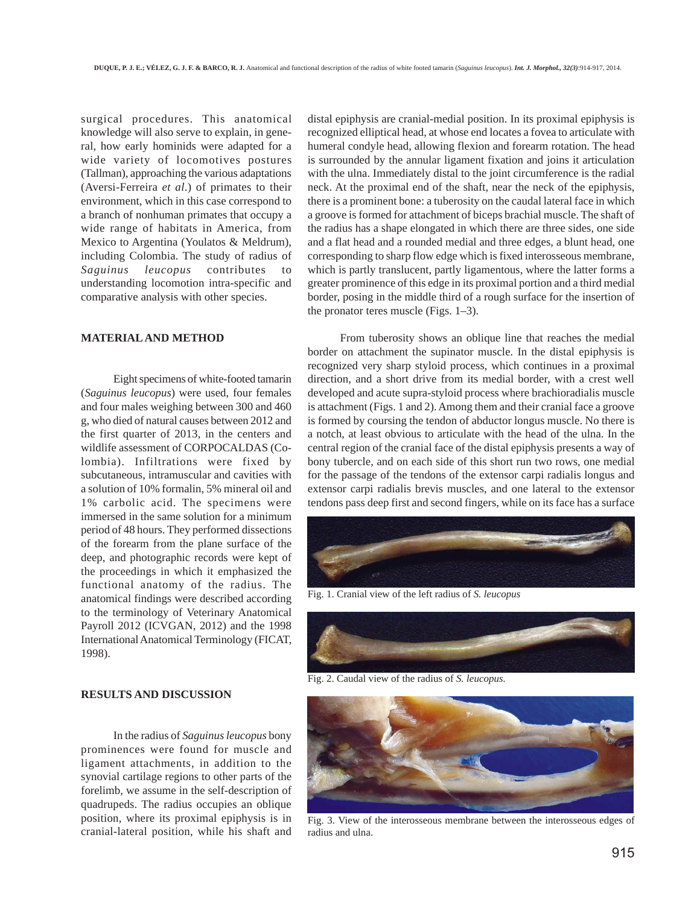surgical procedures. This anatomical knowledge will also serve to explain, in general, how early hominids were adapted for a wide variety of locomotives postures (Tallman), approaching the various adaptations (Aversi-Ferreira *et al*.) of primates to their environment, which in this case correspond to a branch of nonhuman primates that occupy a wide range of habitats in America, from Mexico to Argentina (Youlatos & Meldrum), including Colombia. The study of radius of *Saguinus leucopus* contributes to understanding locomotion intra-specific and comparative analysis with other species.

## MATERIAL AND METHOD

Eight specimens of white-footed tamarin (*Saguinus leucopus*) were used, four females and four males weighing between 300 and 460 g, who died of natural causes between 2012 and the first quarter of 2013, in the centers and wildlife assessment of CORPOCALDAS (Colombia). Infiltrations were fixed by subcutaneous, intramuscular and cavities with a solution of 10% formalin, 5% mineral oil and 1% carbolic acid. The specimens were immersed in the same solution for a minimum period of 48 hours. They performed dissections of the forearm from the plane surface of the deep, and photographic records were kept of the proceedings in which it emphasized the functional anatomy of the radius. The anatomical findings were described according to the terminology of Veterinary Anatomical Payroll 2012 (ICVGAN, 2012) and the 1998 International Anatomical Terminology (FICAT, 1998).

## RESULTS AND DISCUSSION

In the radius of *Saguinus leucopus* bony prominences were found for muscle and ligament attachments, in addition to the synovial cartilage regions to other parts of the forelimb, we assume in the self-description of quadrupeds. The radius occupies an oblique position, where its proximal epiphysis is in cranial-lateral position, while his shaft and distal epiphysis are cranial-medial position. In its proximal epiphysis is recognized elliptical head, at whose end locates a fovea to articulate with humeral condyle head, allowing flexion and forearm rotation. The head is surrounded by the annular ligament fixation and joins it articulation with the ulna. Immediately distal to the joint circumference is the radial neck. At the proximal end of the shaft, near the neck of the epiphysis, there is a prominent bone: a tuberosity on the caudal lateral face in which a groove is formed for attachment of biceps brachial muscle. The shaft of the radius has a shape elongated in which there are three sides, one side and a flat head and a rounded medial and three edges, a blunt head, one corresponding to sharp flow edge which is fixed interosseous membrane, which is partly translucent, partly ligamentous, where the latter forms a greater prominence of this edge in its proximal portion and a third medial border, posing in the middle third of a rough surface for the insertion of the pronator teres muscle (Figs. 1–3).

From tuberosity shows an oblique line that reaches the medial border on attachment the supinator muscle. In the distal epiphysis is recognized very sharp styloid process, which continues in a proximal direction, and a short drive from its medial border, with a crest well developed and acute supra-styloid process where brachioradialis muscle is attachment (Figs. 1 and 2). Among them and their cranial face a groove is formed by coursing the tendon of abductor longus muscle. No there is a notch, at least obvious to articulate with the head of the ulna. In the central region of the cranial face of the distal epiphysis presents a way of bony tubercle, and on each side of this short run two rows, one medial for the passage of the tendons of the extensor carpi radialis longus and extensor carpi radialis brevis muscles, and one lateral to the extensor tendons pass deep first and second fingers, while on its face has a surface

Fig. 1. Cranial view of the left radius of *S. leucopus*

Fig. 2. Caudal view of the radius of *S. leucopus.*

Fig. 3. View of the interosseous membrane between the interosseous edges of radius and ulna.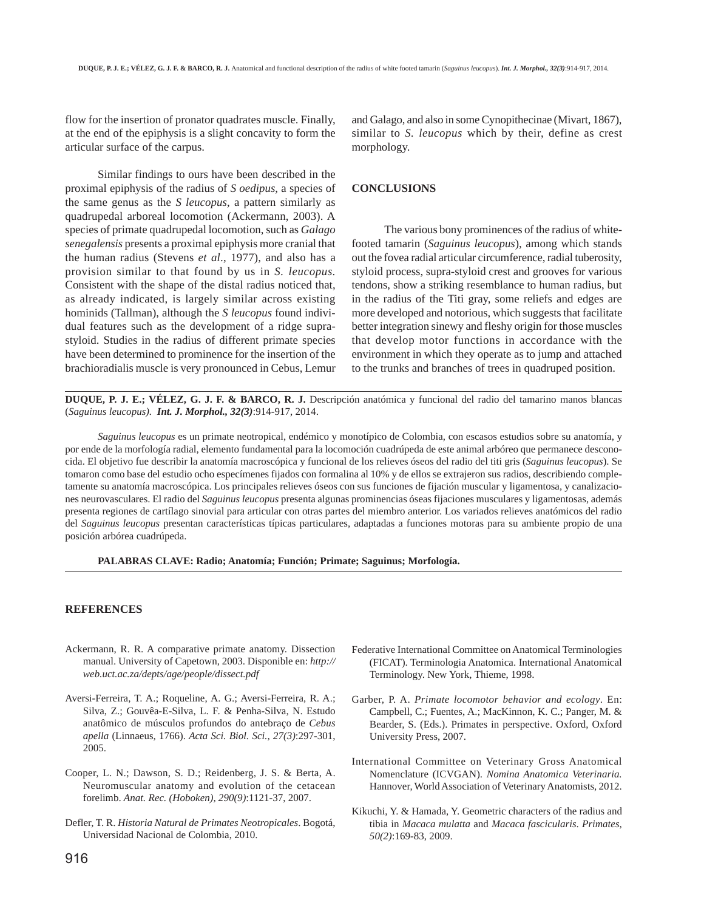flow for the insertion of pronator quadrates muscle. Finally, at the end of the epiphysis is a slight concavity to form the articular surface of the carpus.

Similar findings to ours have been described in the proximal epiphysis of the radius of *S oedipus*, a species of the same genus as the *S leucopus*, a pattern similarly as quadrupedal arboreal locomotion (Ackermann, 2003). A species of primate quadrupedal locomotion, such as *Galago senegalensis* presents a proximal epiphysis more cranial that the human radius (Stevens *et al*., 1977), and also has a provision similar to that found by us in *S. leucopus*. Consistent with the shape of the distal radius noticed that, as already indicated, is largely similar across existing hominids (Tallman), although the *S leucopus* found individual features such as the development of a ridge supra-styloid. Studies in the radius of different primate species have been determined to prominence for the insertion of the brachioradialis muscle is very pronounced in Cebus, Lemur and Galago, and also in some Cynopithecinae (Mivart, 1867), similar to *S. leucopus* which by their, define as crest morphology.

## CONCLUSIONS

The various bony prominences of the radius of white-footed tamarin (*Saguinus leucopus*), among which stands out the fovea radial articular circumference, radial tuberosity, styloid process, supra-styloid crest and grooves for various tendons, show a striking resemblance to human radius, but in the radius of the Titi gray, some reliefs and edges are more developed and notorious, which suggests that facilitate better integration sinewy and fleshy origin for those muscles that develop motor functions in accordance with the environment in which they operate as to jump and attached to the trunks and branches of trees in quadruped position.

---

**DUQUE, P. J. E.; VÉLEZ, G. J. F. & BARCO, R. J.** Descripción anatómica y funcional del radio del tamarino manos blancas (*Saguinus leucopus*). ***Int. J. Morphol., 32(3)***:914-917, 2014.

*Saguinus leucopus* es un primate neotropical, endémico y monotípico de Colombia, con escasos estudios sobre su anatomía, y por ende de la morfología radial, elemento fundamental para la locomoción cuadrúpeda de este animal arbóreo que permanece desconocida. El objetivo fue describir la anatomía macroscópica y funcional de los relieves óseos del radio del titi gris (*Saguinus leucopus*). Se tomaron como base del estudio ocho especímenes fijados con formalina al 10% y de ellos se extrajeron sus radios, describiendo completamente su anatomía macroscópica. Los principales relieves óseos con sus funciones de fijación muscular y ligamentosa, y canalizaciones neurovasculares. El radio del *Saguinus leucopus* presenta algunas prominencias óseas fijaciones musculares y ligamentosas, además presenta regiones de cartílago sinovial para articular con otras partes del miembro anterior. Los variados relieves anatómicos del radio del *Saguinus leucopus* presentan características típicas particulares, adaptadas a funciones motoras para su ambiente propio de una posición arbórea cuadrúpeda.

**PALABRAS CLAVE: Radio; Anatomía; Función; Primate; Saguinus; Morfología.**

---

## REFERENCES

Ackermann, R. R. A comparative primate anatomy. Dissection manual. University of Capetown, 2003. Disponible en: *http://web.uct.ac.za/depts/age/people/dissect.pdf*

Aversi-Ferreira, T. A.; Roqueline, A. G.; Aversi-Ferreira, R. A.; Silva, Z.; Gouvêa-E-Silva, L. F. & Penha-Silva, N. Estudo anatômico de músculos profundos do antebraço de *Cebus apella* (Linnaeus, 1766). *Acta Sci. Biol. Sci., 27(3)*:297-301, 2005.

Cooper, L. N.; Dawson, S. D.; Reidenberg, J. S. & Berta, A. Neuromuscular anatomy and evolution of the cetacean forelimb. *Anat. Rec. (Hoboken), 290(9)*:1121-37, 2007.

Defler, T. R. *Historia Natural de Primates Neotropicales*. Bogotá, Universidad Nacional de Colombia, 2010.

Federative International Committee on Anatomical Terminologies (FICAT). Terminologia Anatomica. International Anatomical Terminology. New York, Thieme, 1998.

Garber, P. A. *Primate locomotor behavior and ecology*. En: Campbell, C.; Fuentes, A.; MacKinnon, K. C.; Panger, M. & Bearder, S. (Eds.). Primates in perspective. Oxford, Oxford University Press, 2007.

International Committee on Veterinary Gross Anatomical Nomenclature (ICVGAN). *Nomina Anatomica Veterinaria.* Hannover, World Association of Veterinary Anatomists, 2012.

Kikuchi, Y. & Hamada, Y. Geometric characters of the radius and tibia in *Macaca mulatta* and *Macaca fascicularis*. *Primates, 50(2)*:169-83, 2009.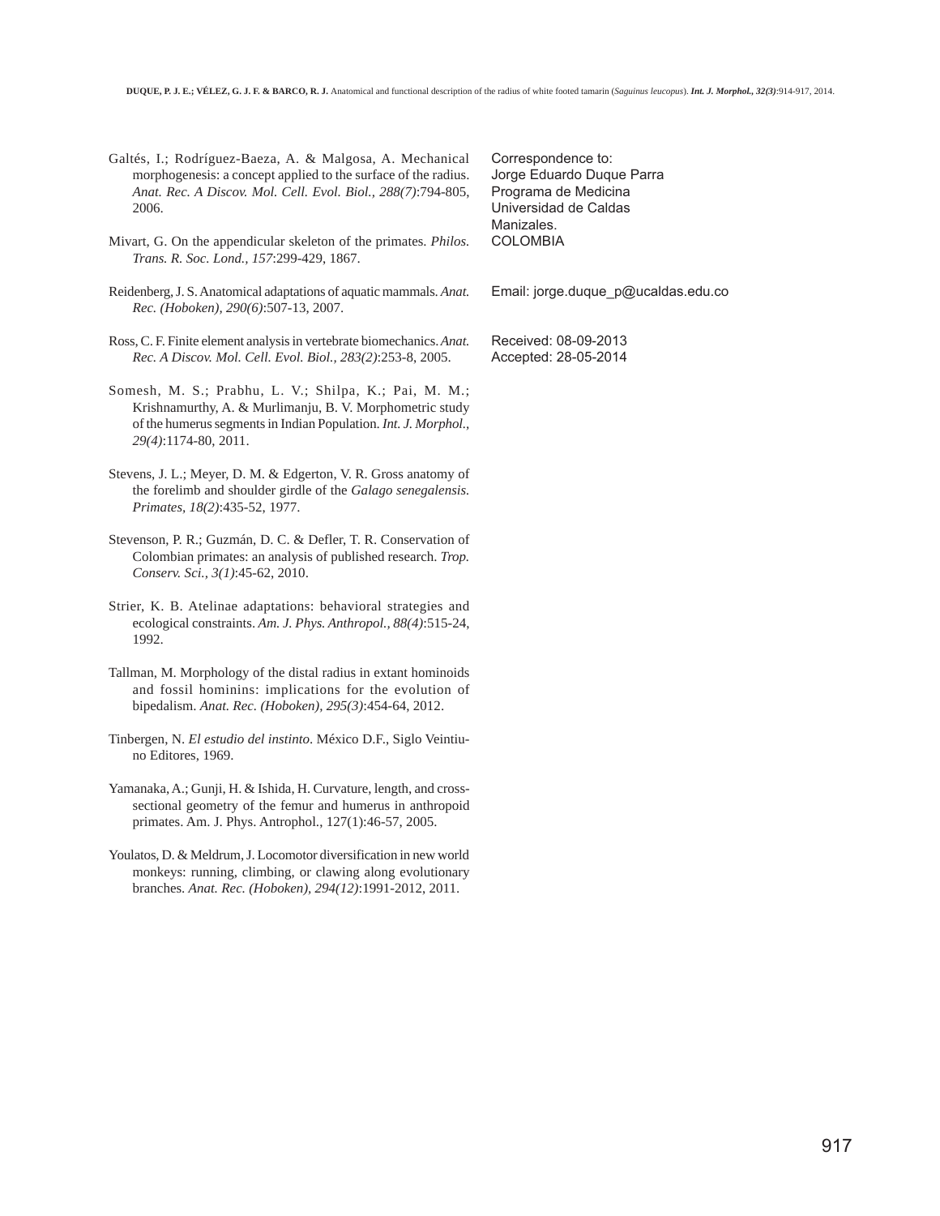Galtés, I.; Rodríguez-Baeza, A. & Malgosa, A. Mechanical morphogenesis: a concept applied to the surface of the radius. *Anat. Rec. A Discov. Mol. Cell. Evol. Biol., 288(7)*:794-805, 2006.

Mivart, G. On the appendicular skeleton of the primates. *Philos. Trans. R. Soc. Lond., 157*:299-429, 1867.

Reidenberg, J. S. Anatomical adaptations of aquatic mammals. *Anat. Rec. (Hoboken), 290(6)*:507-13, 2007.

Ross, C. F. Finite element analysis in vertebrate biomechanics. *Anat. Rec. A Discov. Mol. Cell. Evol. Biol., 283(2)*:253-8, 2005.

Somesh, M. S.; Prabhu, L. V.; Shilpa, K.; Pai, M. M.; Krishnamurthy, A. & Murlimanju, B. V. Morphometric study of the humerus segments in Indian Population. *Int. J. Morphol., 29(4)*:1174-80, 2011.

Stevens, J. L.; Meyer, D. M. & Edgerton, V. R. Gross anatomy of the forelimb and shoulder girdle of the *Galago senegalensis*. *Primates, 18(2)*:435-52, 1977.

Stevenson, P. R.; Guzmán, D. C. & Defler, T. R. Conservation of Colombian primates: an analysis of published research. *Trop. Conserv. Sci., 3(1)*:45-62, 2010.

Strier, K. B. Atelinae adaptations: behavioral strategies and ecological constraints. *Am. J. Phys. Anthropol., 88(4)*:515-24, 1992.

Tallman, M. Morphology of the distal radius in extant hominoids and fossil hominins: implications for the evolution of bipedalism. *Anat. Rec. (Hoboken), 295(3)*:454-64, 2012.

Tinbergen, N. *El estudio del instinto*. México D.F., Siglo Veintiuno Editores, 1969.

Yamanaka, A.; Gunji, H. & Ishida, H. Curvature, length, and cross-sectional geometry of the femur and humerus in anthropoid primates. Am. J. Phys. Antrophol., 127(1):46-57, 2005.

Youlatos, D. & Meldrum, J. Locomotor diversification in new world monkeys: running, climbing, or clawing along evolutionary branches. *Anat. Rec. (Hoboken), 294(12)*:1991-2012, 2011.

Correspondence to:
Jorge Eduardo Duque Parra
Programa de Medicina
Universidad de Caldas
Manizales.
COLOMBIA

Email: jorge.duque_p@ucaldas.edu.co

Received: 08-09-2013
Accepted: 28-05-2014